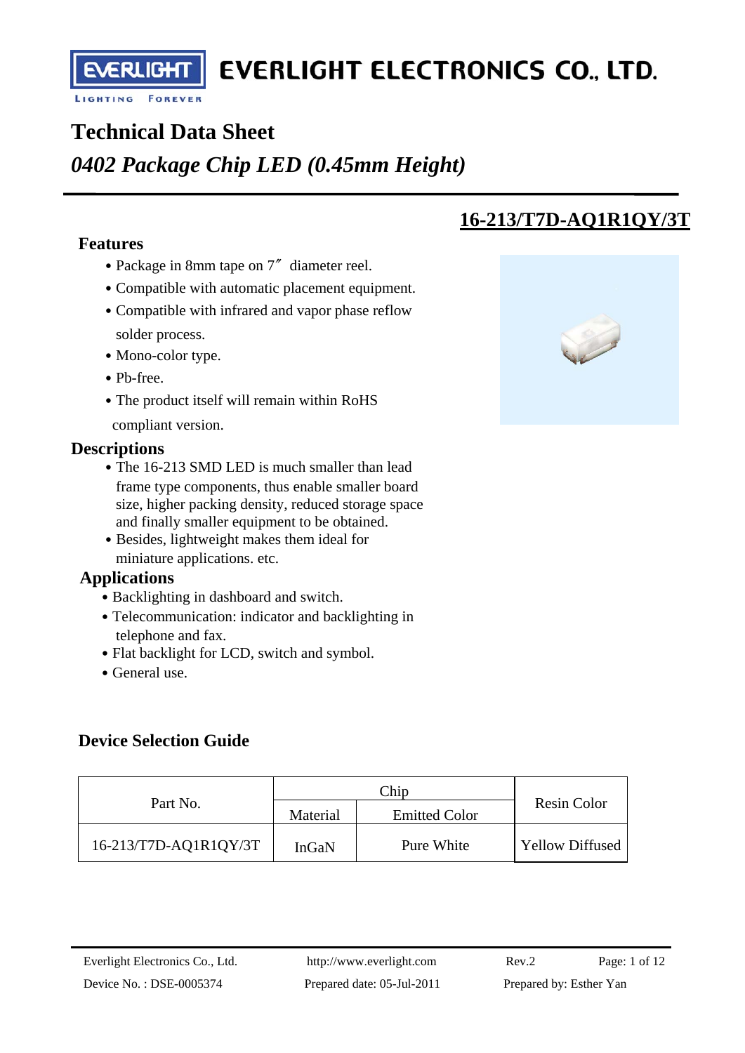# Technical Data Sheet

## *0402 Package Chip LED (0.45mm Height)*

## 16-213/T7D-AQ1R1QY/3T

### Features

- Package in 8mm tape on 7″ diameter reel.
- Compatible with automatic placement equipment.
- Compatible with infrared and vapor phase reflow solder process.
- Mono-color type.
- Pb-free.
- The product itself will remain within RoHS compliant version.

### Descriptions

- The 16-213 SMD LED is much smaller than lead frame type components, thus enable smaller board size, higher packing density, reduced storage space and finally smaller equipment to be obtained.
- Besides, lightweight makes them ideal for miniature applications. etc.

### Applications

- Backlighting in dashboard and switch.
- Telecommunication: indicator and backlighting in telephone and fax.
- Flat backlight for LCD, switch and symbol.
- General use.

### Device Selection Guide

| Part No. | Chip | | Resin Color |
|---|---|---|---|
| | Material | Emitted Color | |
| 16-213/T7D-AQ1R1QY/3T | InGaN | Pure White | Yellow Diffused |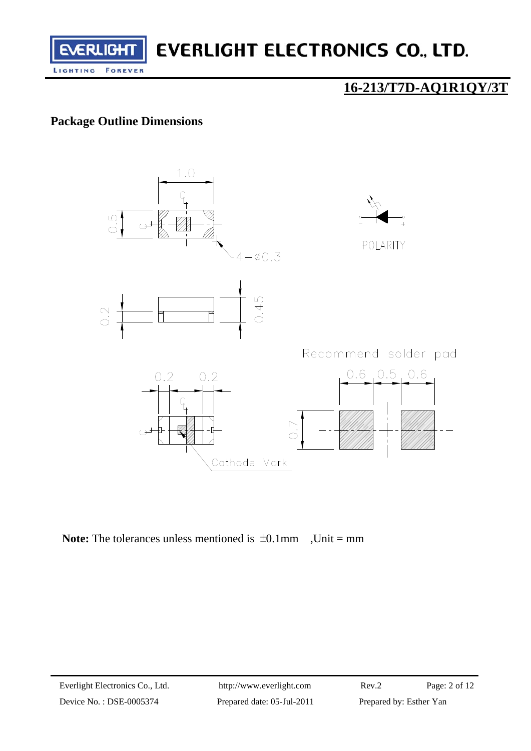## 16-213/T7D-AQ1R1QY/3T

### Package Outline Dimensions

1.0

0.5

4−ø0.3

POLARITY

0.2

0.45

0.2　0.2

Cathode Mark

Recommend solder pad

0.6　0.5　0.6

0.7

**Note:** The tolerances unless mentioned is ±0.1mm ,Unit = mm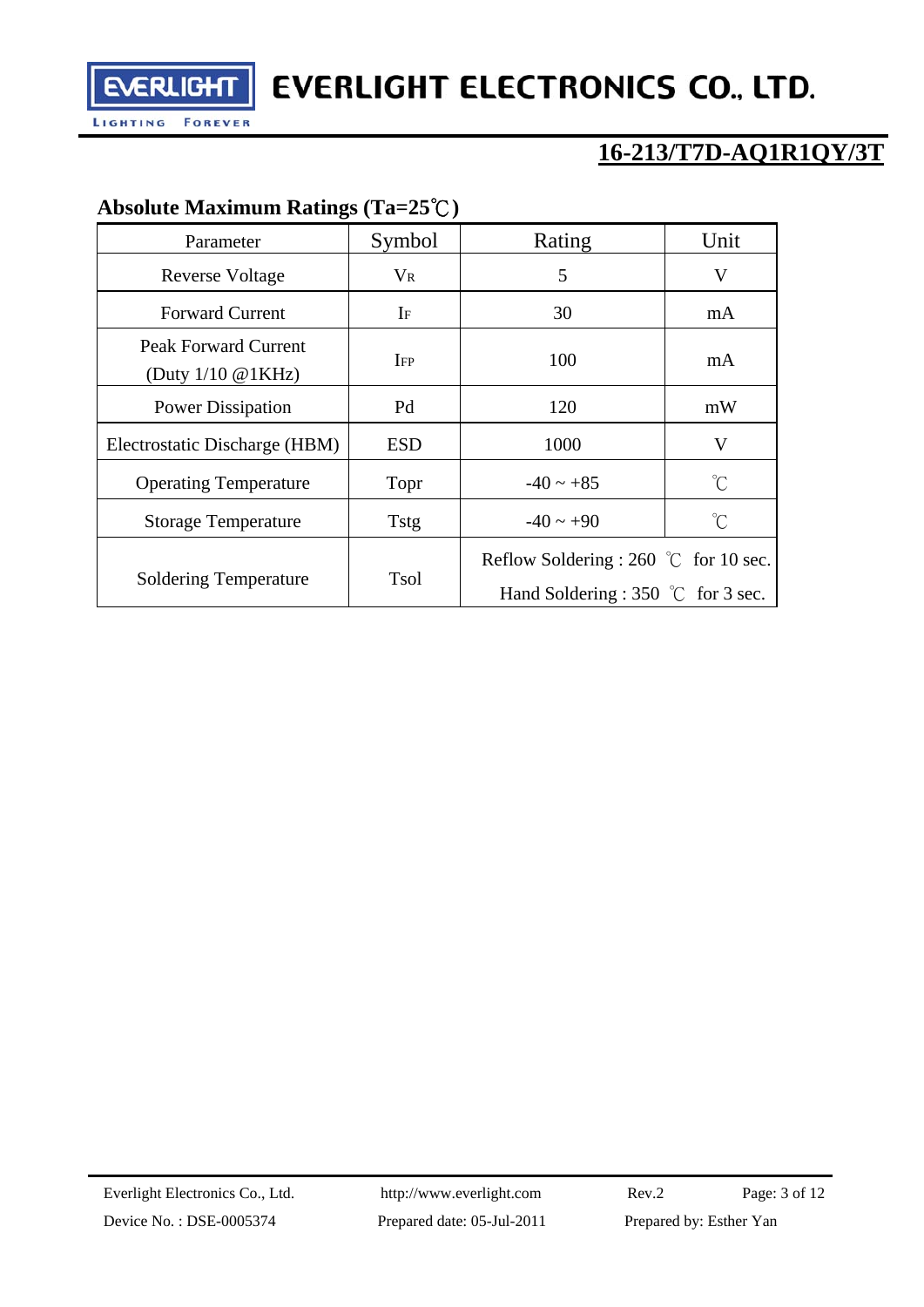## Absolute Maximum Ratings (Ta=25℃)

| Parameter | Symbol | Rating | Unit |
|---|---|---|---|
| Reverse Voltage | $V_R$ | 5 | V |
| Forward Current | $I_F$ | 30 | mA |
| Peak Forward Current (Duty 1/10 @1KHz) | $I_{FP}$ | 100 | mA |
| Power Dissipation | Pd | 120 | mW |
| Electrostatic Discharge (HBM) | ESD | 1000 | V |
| Operating Temperature | Topr | -40 ~ +85 | ℃ |
| Storage Temperature | Tstg | -40 ~ +90 | ℃ |
| Soldering Temperature | Tsol | Reflow Soldering : 260 ℃ for 10 sec.<br>Hand Soldering : 350 ℃ for 3 sec. | |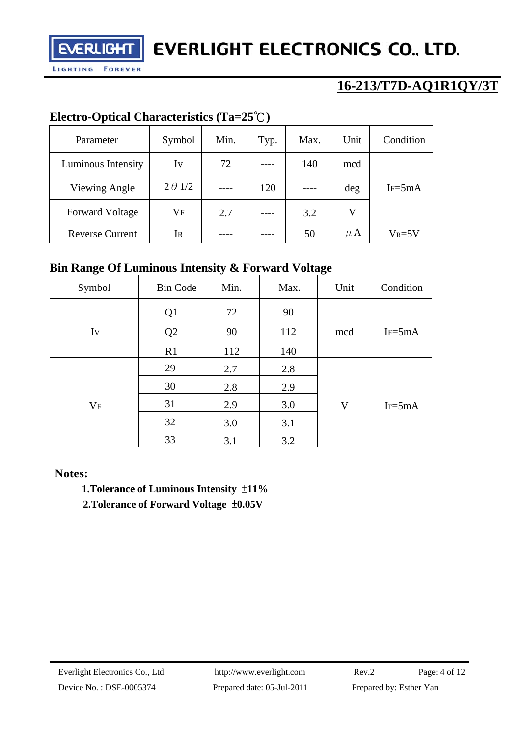## Electro-Optical Characteristics (Ta=25℃)

| Parameter | Symbol | Min. | Typ. | Max. | Unit | Condition |
|---|---|---|---|---|---|---|
| Luminous Intensity | Iv | 72 | ---- | 140 | mcd | $I_F$=5mA |
| Viewing Angle | $2\theta 1/2$ | ---- | 120 | ---- | deg | |
| Forward Voltage | $V_F$ | 2.7 | ---- | 3.2 | V | |
| Reverse Current | $I_R$ | ---- | ---- | 50 | $\mu$A | $V_R$=5V |

## Bin Range Of Luminous Intensity & Forward Voltage

| Symbol | Bin Code | Min. | Max. | Unit | Condition |
|---|---|---|---|---|---|
| $I_V$ | Q1 | 72 | 90 | mcd | $I_F$=5mA |
| | Q2 | 90 | 112 | | |
| | R1 | 112 | 140 | | |
| $V_F$ | 29 | 2.7 | 2.8 | V | $I_F$=5mA |
| | 30 | 2.8 | 2.9 | | |
| | 31 | 2.9 | 3.0 | | |
| | 32 | 3.0 | 3.1 | | |
| | 33 | 3.1 | 3.2 | | |

**Notes:**

**1.Tolerance of Luminous Intensity ±11%**

**2.Tolerance of Forward Voltage ±0.05V**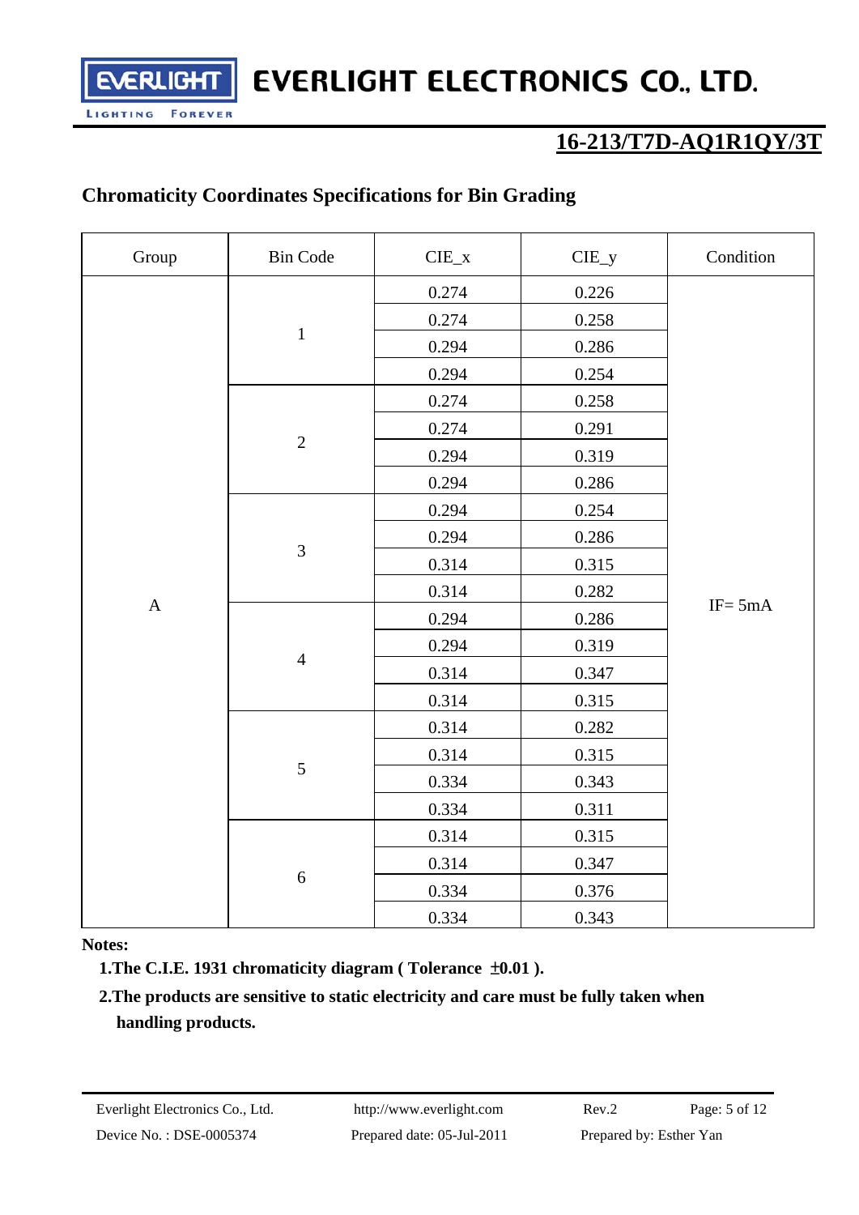## 16-213/T7D-AQ1R1QY/3T

## Chromaticity Coordinates Specifications for Bin Grading

| Group | Bin Code | CIE_x | CIE_y | Condition |
|---|---|---|---|---|
| A | 1 | 0.274 | 0.226 | IF= 5mA |
| | | 0.274 | 0.258 | |
| | | 0.294 | 0.286 | |
| | | 0.294 | 0.254 | |
| | 2 | 0.274 | 0.258 | |
| | | 0.274 | 0.291 | |
| | | 0.294 | 0.319 | |
| | | 0.294 | 0.286 | |
| | 3 | 0.294 | 0.254 | |
| | | 0.294 | 0.286 | |
| | | 0.314 | 0.315 | |
| | | 0.314 | 0.282 | |
| | 4 | 0.294 | 0.286 | |
| | | 0.294 | 0.319 | |
| | | 0.314 | 0.347 | |
| | | 0.314 | 0.315 | |
| | 5 | 0.314 | 0.282 | |
| | | 0.314 | 0.315 | |
| | | 0.334 | 0.343 | |
| | | 0.334 | 0.311 | |
| | 6 | 0.314 | 0.315 | |
| | | 0.314 | 0.347 | |
| | | 0.334 | 0.376 | |
| | | 0.334 | 0.343 | |

**Notes:**

**1.The C.I.E. 1931 chromaticity diagram ( Tolerance ±0.01 ).**

**2.The products are sensitive to static electricity and care must be fully taken when handling products.**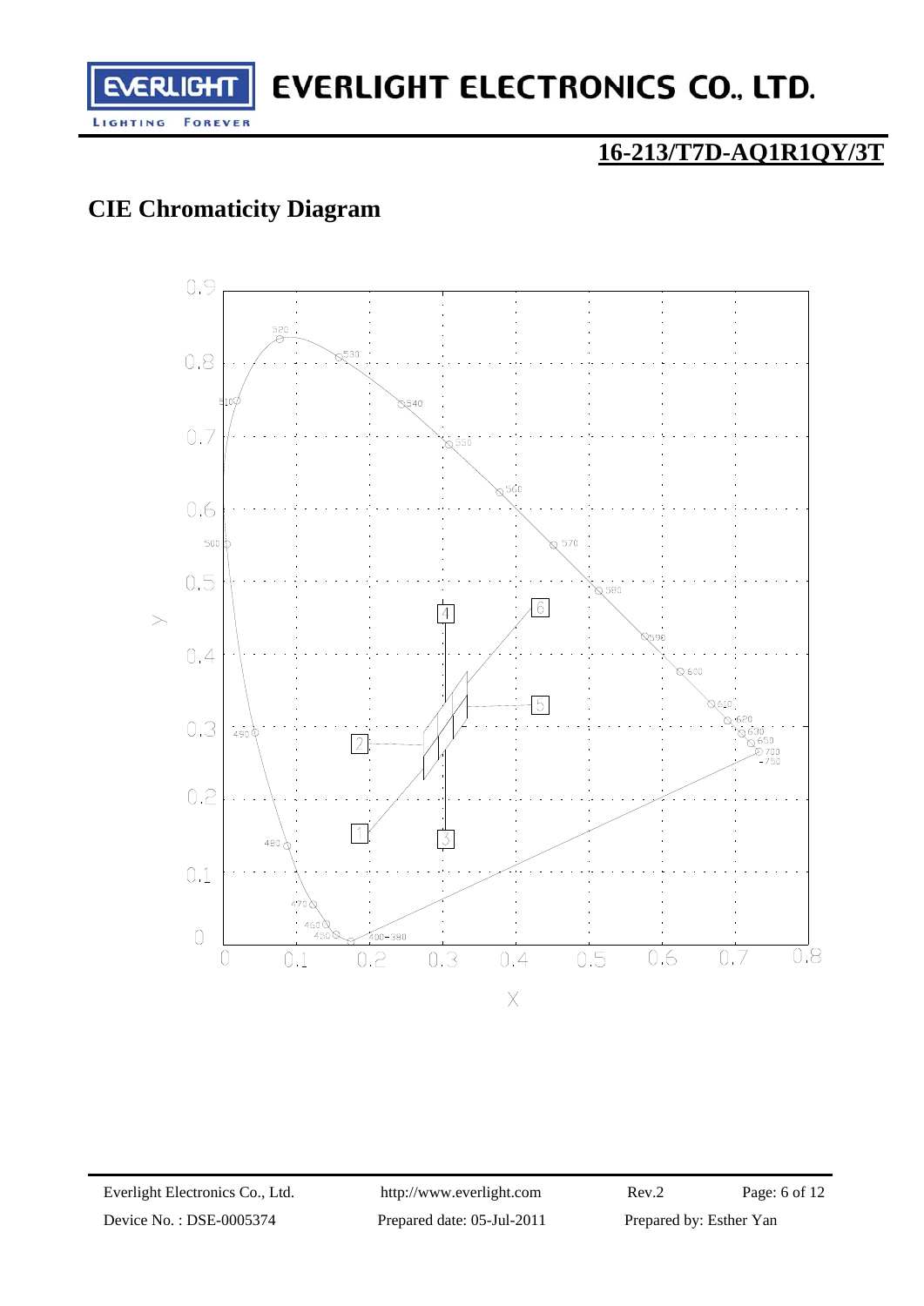# CIE Chromaticity Diagram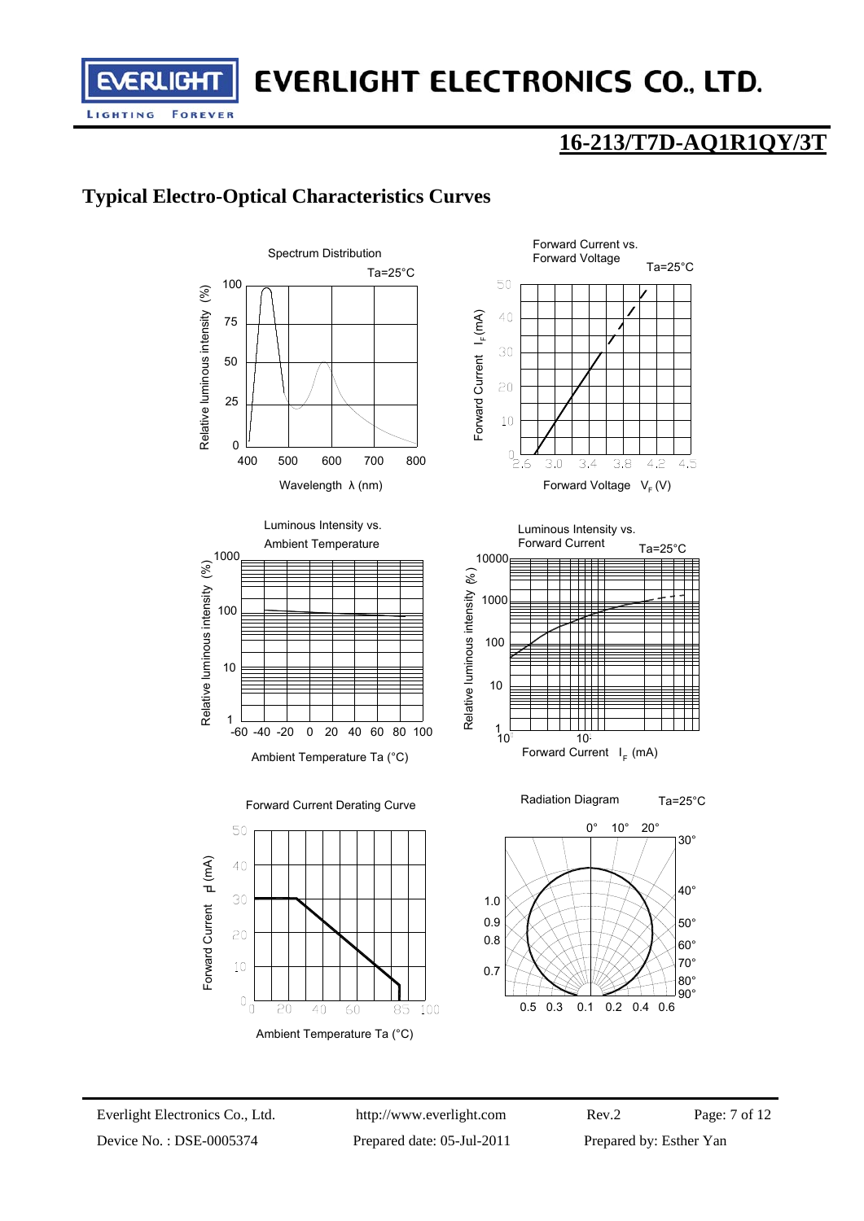# 16-213/T7D-AQ1R1QY/3T

## Typical Electro-Optical Characteristics Curves

Spectrum Distribution
Ta=25°C
Relative luminous intensity (%)
Wavelength λ (nm)

Forward Current vs. Forward Voltage
Ta=25°C
Forward Current $I_F$ (mA)
Forward Voltage $V_F$ (V)

Luminous Intensity vs. Ambient Temperature
Relative luminous intensity (%)
Ambient Temperature Ta (°C)

Luminous Intensity vs. Forward Current
Ta=25°C
Relative luminous intensity (%)
Forward Current $I_F$ (mA)

Forward Current Derating Curve
Forward Current $I_F$ (mA)
Ambient Temperature Ta (°C)

Radiation Diagram
Ta=25°C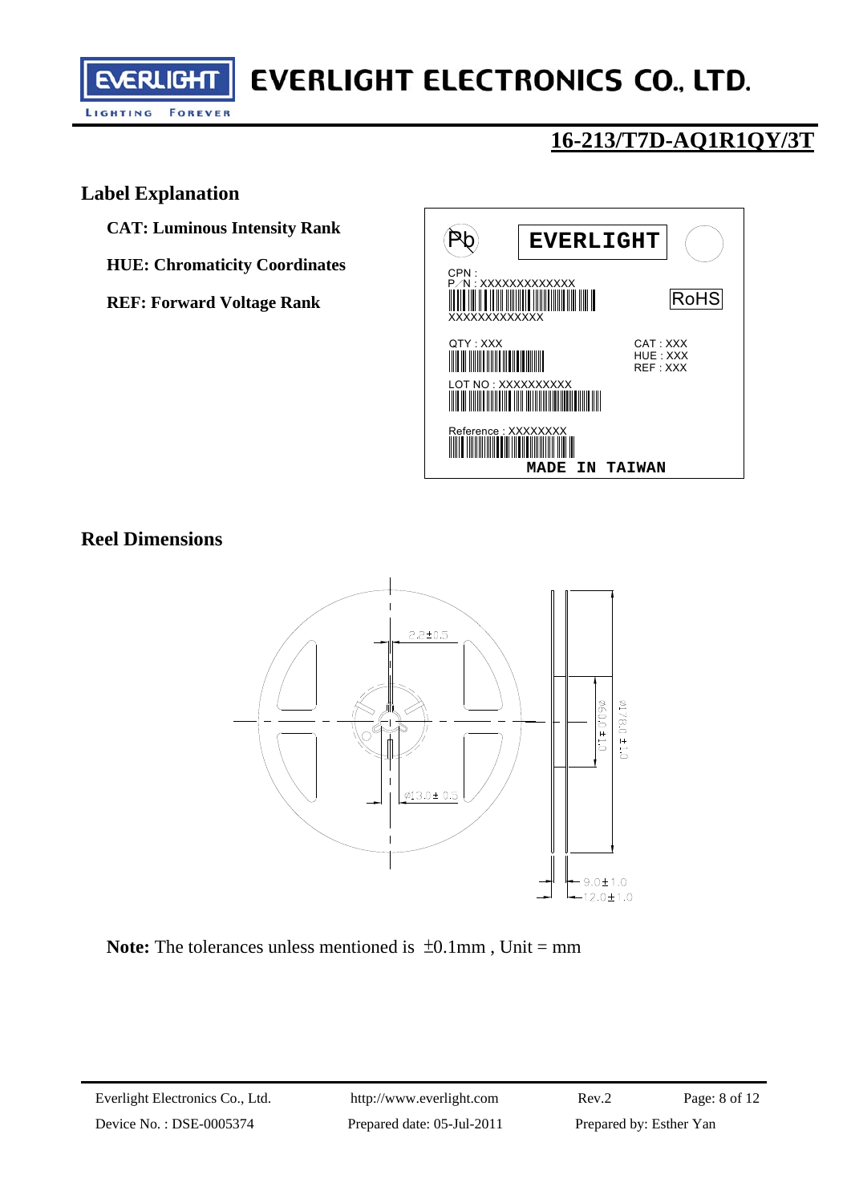## Label Explanation

**CAT: Luminous Intensity Rank**

**HUE: Chromaticity Coordinates**

**REF: Forward Voltage Rank**

## Reel Dimensions

**Note:** The tolerances unless mentioned is ±0.1mm , Unit = mm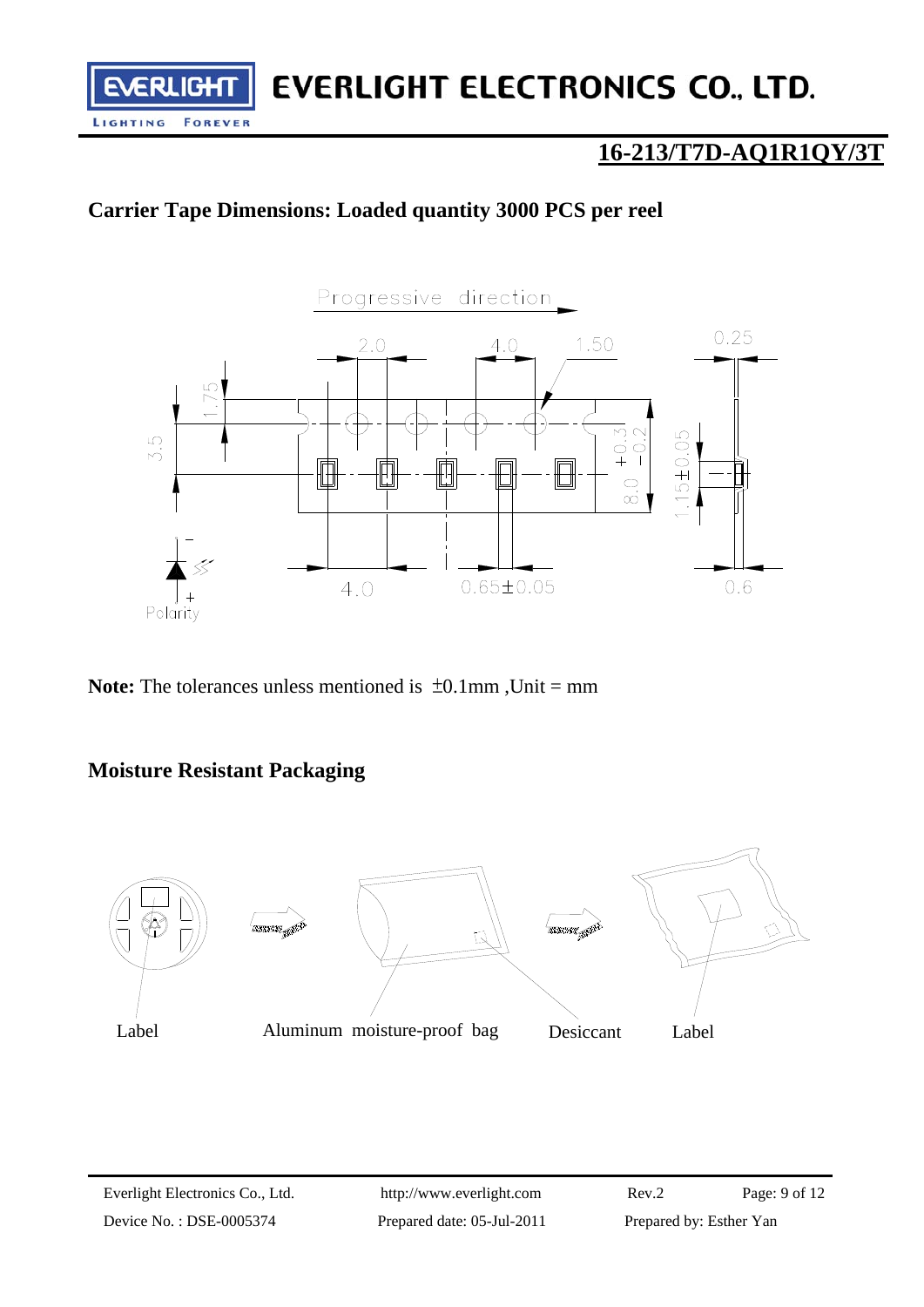## Carrier Tape Dimensions: Loaded quantity 3000 PCS per reel

**Note:** The tolerances unless mentioned is ±0.1mm ,Unit = mm

## Moisture Resistant Packaging

Label　　Aluminum moisture-proof bag　　Desiccant　　Label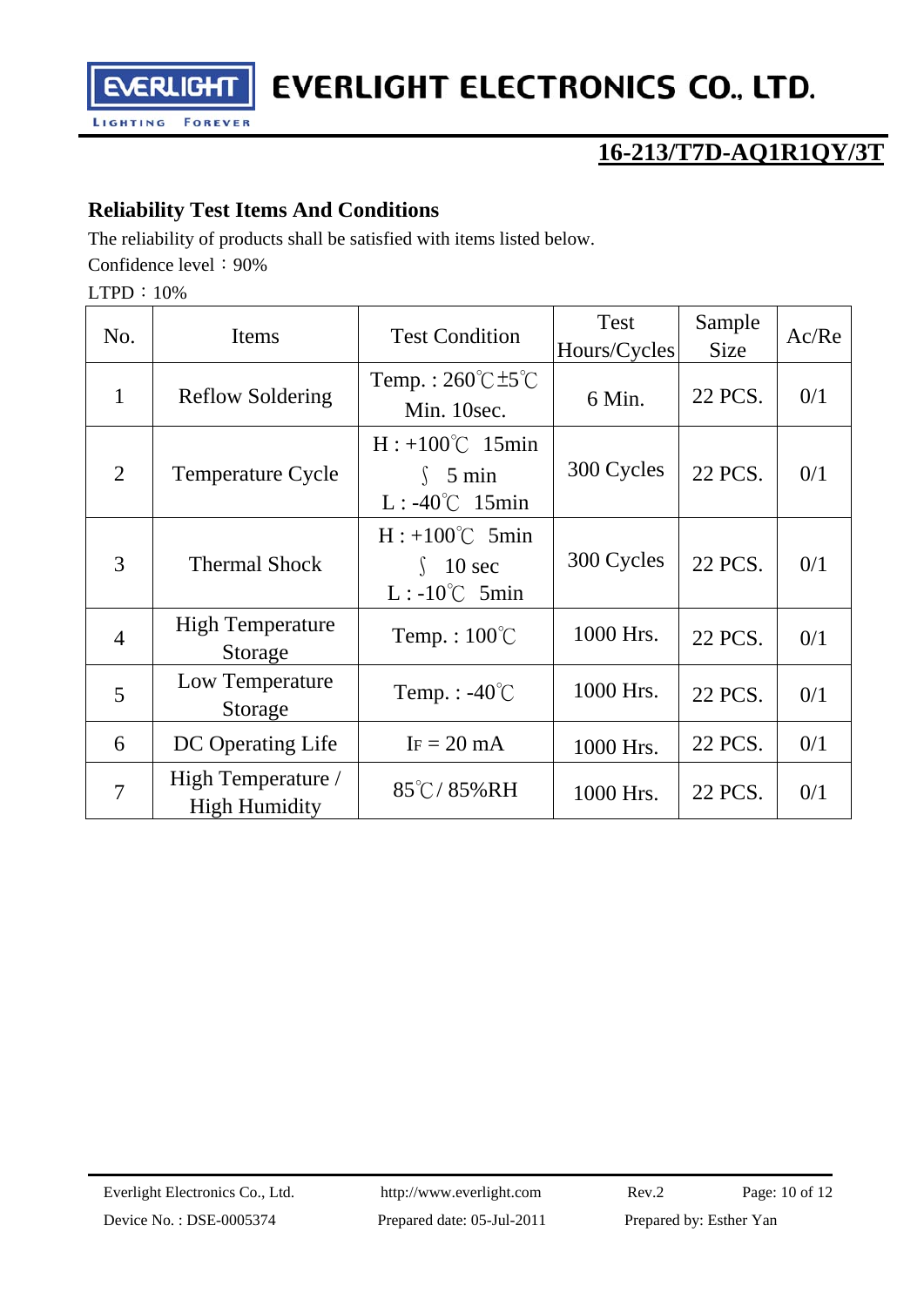## Reliability Test Items And Conditions

The reliability of products shall be satisfied with items listed below.

Confidence level：90%

LTPD：10%

| No. | Items | Test Condition | Test Hours/Cycles | Sample Size | Ac/Re |
|---|---|---|---|---|---|
| 1 | Reflow Soldering | Temp. : 260℃±5℃<br>Min. 10sec. | 6 Min. | 22 PCS. | 0/1 |
| 2 | Temperature Cycle | H : +100℃ 15min<br>∫ 5 min<br>L : -40℃ 15min | 300 Cycles | 22 PCS. | 0/1 |
| 3 | Thermal Shock | H : +100℃ 5min<br>∫ 10 sec<br>L : -10℃ 5min | 300 Cycles | 22 PCS. | 0/1 |
| 4 | High Temperature Storage | Temp. : 100℃ | 1000 Hrs. | 22 PCS. | 0/1 |
| 5 | Low Temperature Storage | Temp. : -40℃ | 1000 Hrs. | 22 PCS. | 0/1 |
| 6 | DC Operating Life | $I_F$ = 20 mA | 1000 Hrs. | 22 PCS. | 0/1 |
| 7 | High Temperature / High Humidity | 85℃/ 85%RH | 1000 Hrs. | 22 PCS. | 0/1 |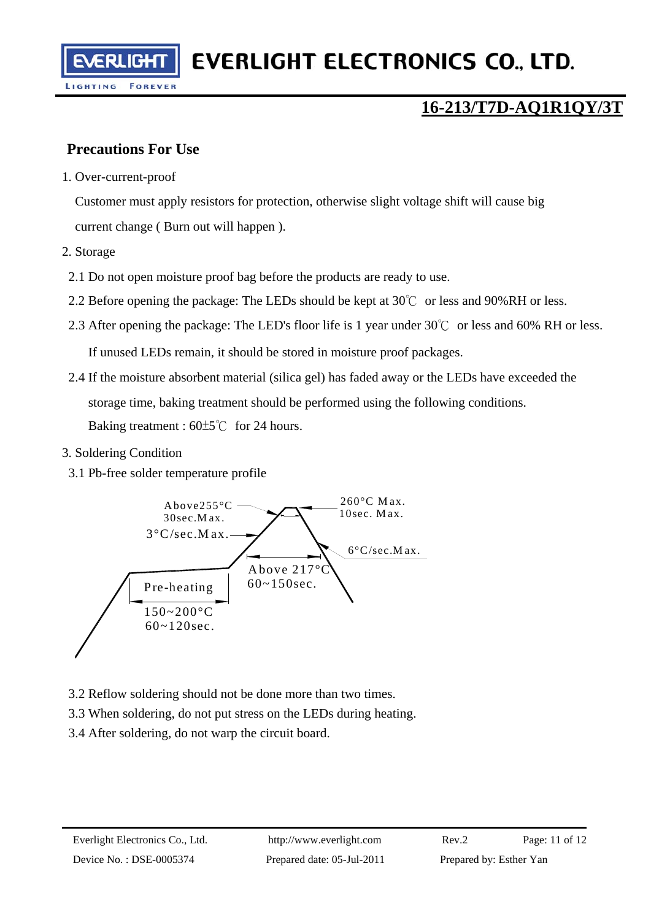## 16-213/T7D-AQ1R1QY/3T

### Precautions For Use

1. Over-current-proof

   Customer must apply resistors for protection, otherwise slight voltage shift will cause big current change ( Burn out will happen ).

2. Storage

   2.1 Do not open moisture proof bag before the products are ready to use.

   2.2 Before opening the package: The LEDs should be kept at 30℃ or less and 90%RH or less.

   2.3 After opening the package: The LED's floor life is 1 year under 30℃ or less and 60% RH or less. If unused LEDs remain, it should be stored in moisture proof packages.

   2.4 If the moisture absorbent material (silica gel) has faded away or the LEDs have exceeded the storage time, baking treatment should be performed using the following conditions.
   Baking treatment : 60±5℃ for 24 hours.

3. Soldering Condition

   3.1 Pb-free solder temperature profile

   Above255°C 30sec.Max.
   260°C Max. 10sec. Max.
   3°C/sec.Max.
   6°C/sec.Max.
   Above 217°C 60~150sec.
   Pre-heating 150~200°C 60~120sec.

   3.2 Reflow soldering should not be done more than two times.

   3.3 When soldering, do not put stress on the LEDs during heating.

   3.4 After soldering, do not warp the circuit board.

Everlight Electronics Co., Ltd. | http://www.everlight.com | Rev.2
Device No. : DSE-0005374 | Prepared date: 05-Jul-2011 | Prepared by: Esther Yan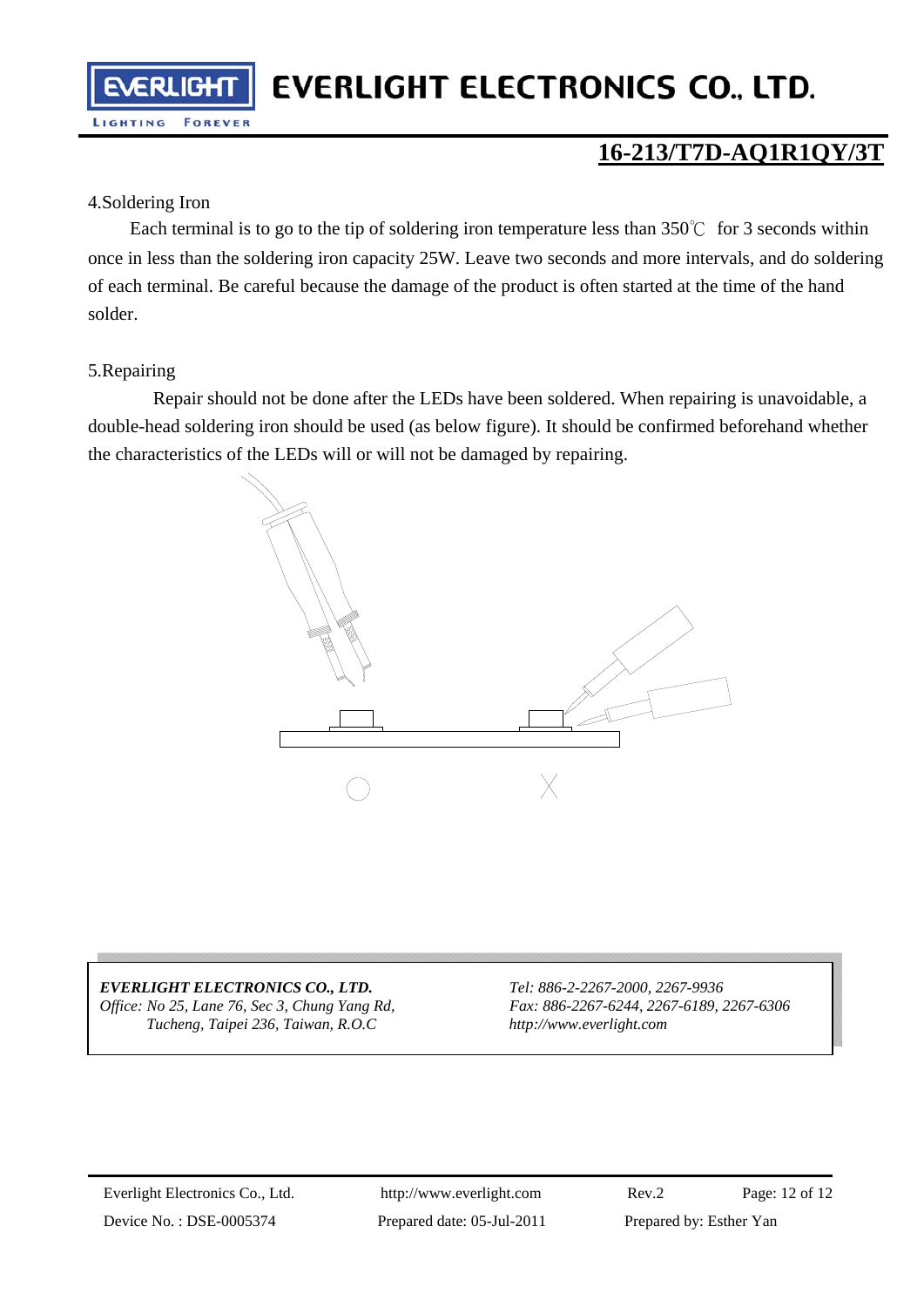4.Soldering Iron

Each terminal is to go to the tip of soldering iron temperature less than 350℃ for 3 seconds within once in less than the soldering iron capacity 25W. Leave two seconds and more intervals, and do soldering of each terminal. Be careful because the damage of the product is often started at the time of the hand solder.

5.Repairing

Repair should not be done after the LEDs have been soldered. When repairing is unavoidable, a double-head soldering iron should be used (as below figure). It should be confirmed beforehand whether the characteristics of the LEDs will or will not be damaged by repairing.

○　　　　　　X

***EVERLIGHT ELECTRONICS CO., LTD.***
*Office: No 25, Lane 76, Sec 3, Chung Yang Rd, Tucheng, Taipei 236, Taiwan, R.O.C*

*Tel: 886-2-2267-2000, 2267-9936*
*Fax: 886-2267-6244, 2267-6189, 2267-6306*
*http://www.everlight.com*